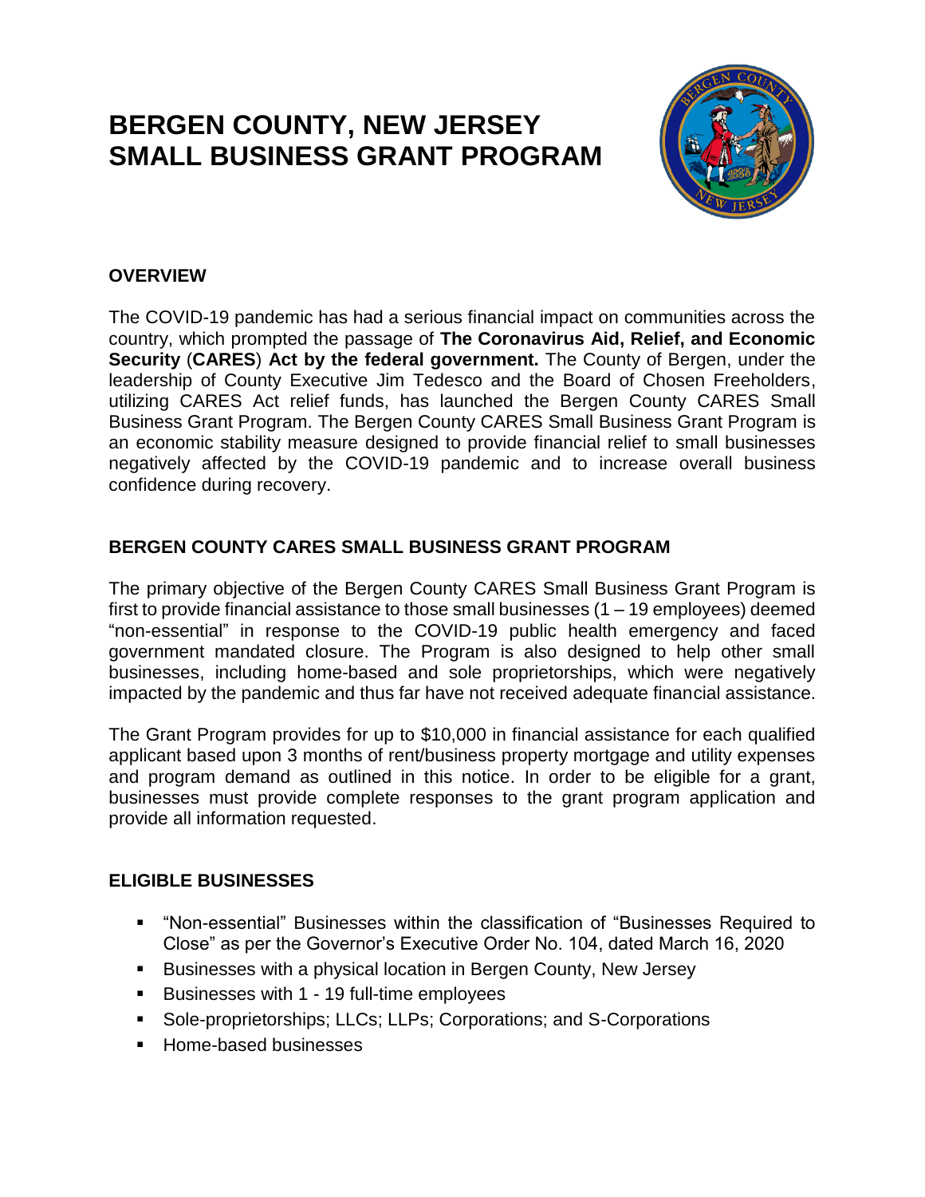# BERGEN COUNTY, NEW JERSEY SMALL BUSINESS GRANT PROGRAM

## OVERVIEW

The COVID-19 pandemic has had a serious financial impact on communities across the country, which prompted the passage of **The Coronavirus Aid, Relief, and Economic Security** (**CARES**) **Act by the federal government.** The County of Bergen, under the leadership of County Executive Jim Tedesco and the Board of Chosen Freeholders, utilizing CARES Act relief funds, has launched the Bergen County CARES Small Business Grant Program. The Bergen County CARES Small Business Grant Program is an economic stability measure designed to provide financial relief to small businesses negatively affected by the COVID-19 pandemic and to increase overall business confidence during recovery.

## BERGEN COUNTY CARES SMALL BUSINESS GRANT PROGRAM

The primary objective of the Bergen County CARES Small Business Grant Program is first to provide financial assistance to those small businesses (1 – 19 employees) deemed "non-essential" in response to the COVID-19 public health emergency and faced government mandated closure. The Program is also designed to help other small businesses, including home-based and sole proprietorships, which were negatively impacted by the pandemic and thus far have not received adequate financial assistance.

The Grant Program provides for up to $10,000 in financial assistance for each qualified applicant based upon 3 months of rent/business property mortgage and utility expenses and program demand as outlined in this notice. In order to be eligible for a grant, businesses must provide complete responses to the grant program application and provide all information requested.

## ELIGIBLE BUSINESSES

- "Non-essential" Businesses within the classification of "Businesses Required to Close" as per the Governor's Executive Order No. 104, dated March 16, 2020
- Businesses with a physical location in Bergen County, New Jersey
- Businesses with 1 - 19 full-time employees
- Sole-proprietorships; LLCs; LLPs; Corporations; and S-Corporations
- Home-based businesses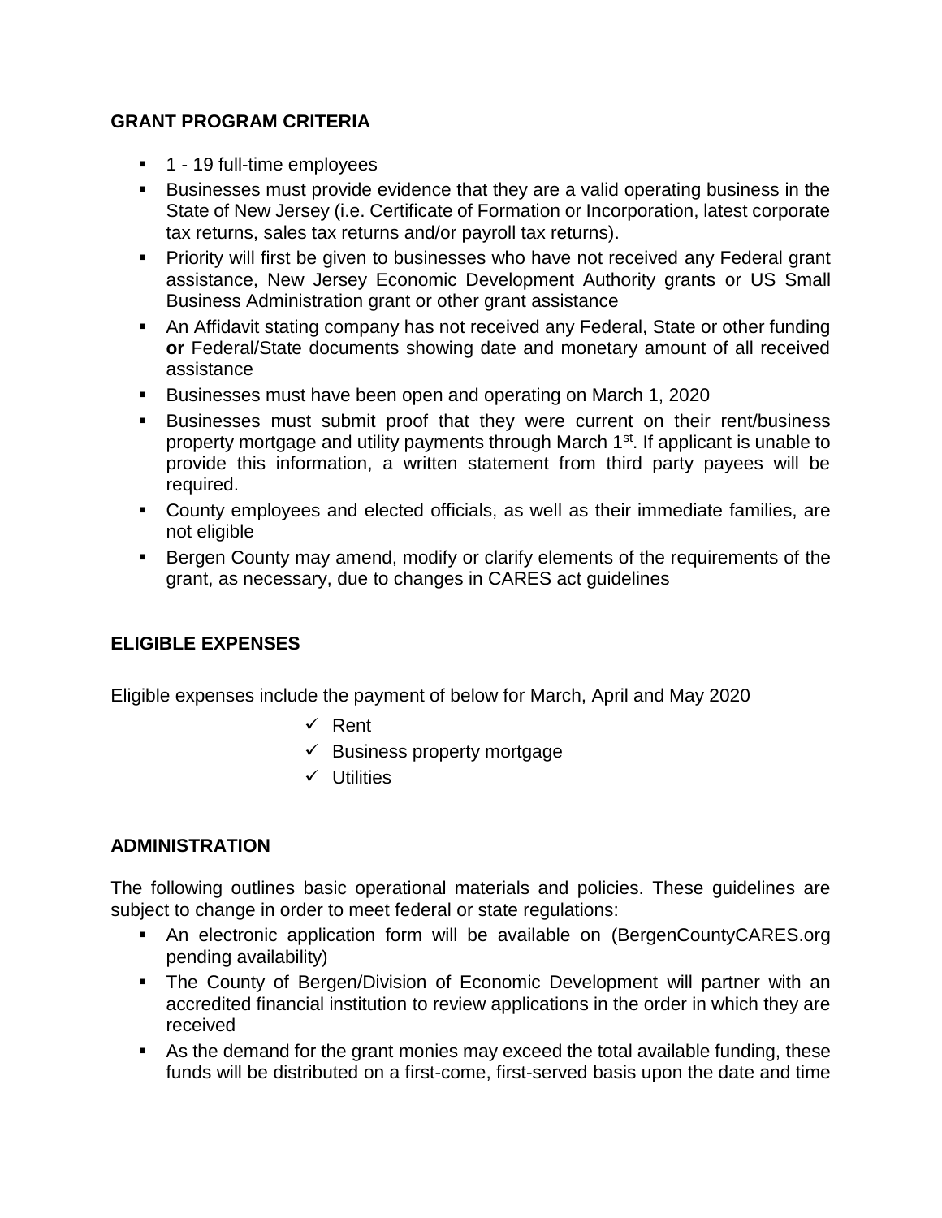## GRANT PROGRAM CRITERIA

- 1 - 19 full-time employees
- Businesses must provide evidence that they are a valid operating business in the State of New Jersey (i.e. Certificate of Formation or Incorporation, latest corporate tax returns, sales tax returns and/or payroll tax returns).
- Priority will first be given to businesses who have not received any Federal grant assistance, New Jersey Economic Development Authority grants or US Small Business Administration grant or other grant assistance
- An Affidavit stating company has not received any Federal, State or other funding **or** Federal/State documents showing date and monetary amount of all received assistance
- Businesses must have been open and operating on March 1, 2020
- Businesses must submit proof that they were current on their rent/business property mortgage and utility payments through March 1st. If applicant is unable to provide this information, a written statement from third party payees will be required.
- County employees and elected officials, as well as their immediate families, are not eligible
- Bergen County may amend, modify or clarify elements of the requirements of the grant, as necessary, due to changes in CARES act guidelines

## ELIGIBLE EXPENSES

Eligible expenses include the payment of below for March, April and May 2020

- ✓ Rent
- ✓ Business property mortgage
- ✓ Utilities

## ADMINISTRATION

The following outlines basic operational materials and policies. These guidelines are subject to change in order to meet federal or state regulations:

- An electronic application form will be available on (BergenCountyCARES.org pending availability)
- The County of Bergen/Division of Economic Development will partner with an accredited financial institution to review applications in the order in which they are received
- As the demand for the grant monies may exceed the total available funding, these funds will be distributed on a first-come, first-served basis upon the date and time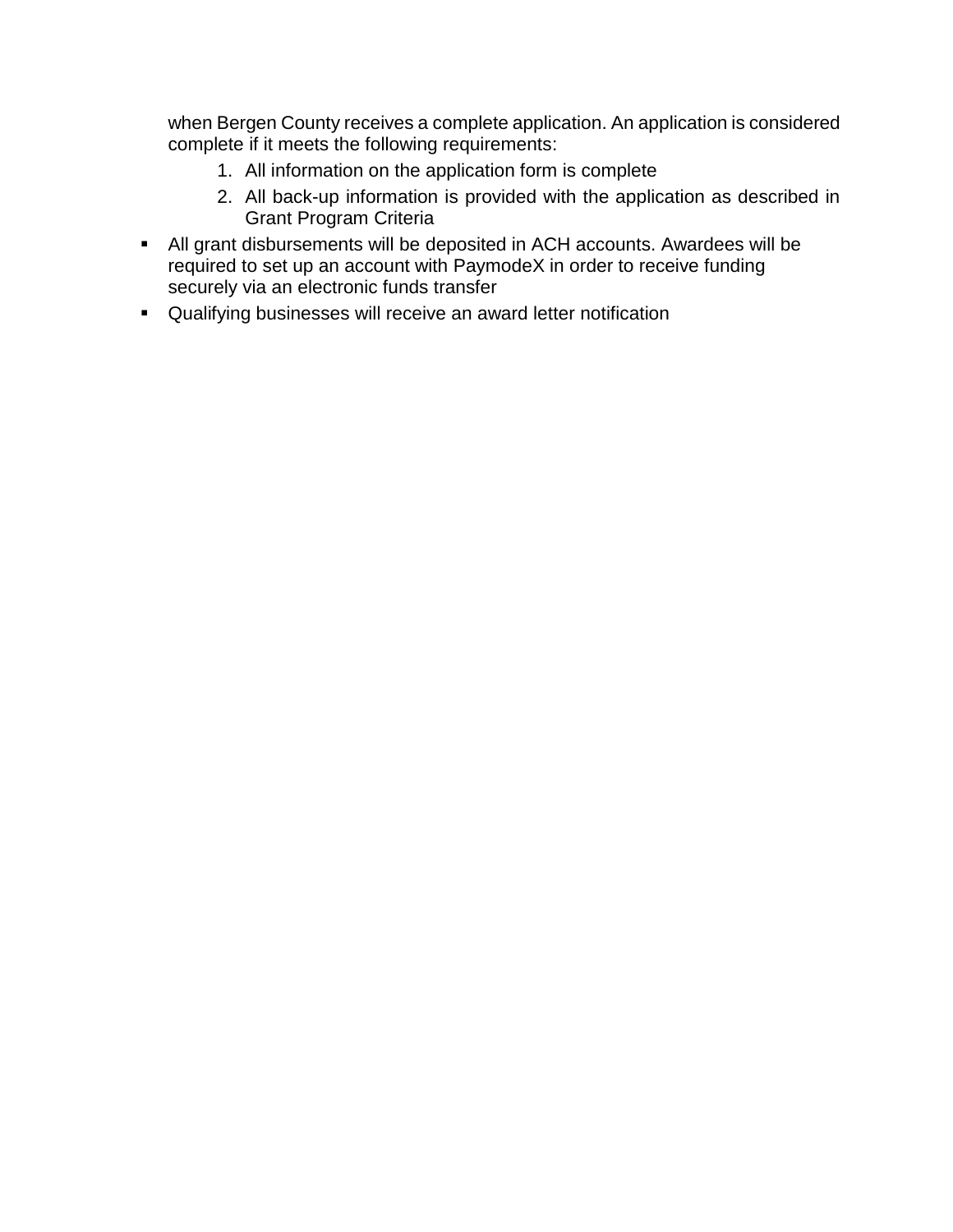when Bergen County receives a complete application. An application is considered complete if it meets the following requirements:

1. All information on the application form is complete
2. All back-up information is provided with the application as described in Grant Program Criteria

- All grant disbursements will be deposited in ACH accounts. Awardees will be required to set up an account with PaymodeX in order to receive funding securely via an electronic funds transfer
- Qualifying businesses will receive an award letter notification